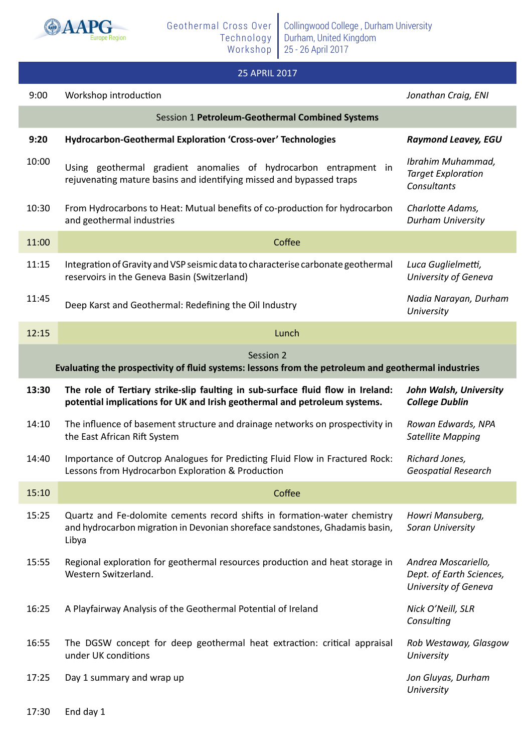AAPG Europe Region

Geothermal Cross Over Technology Workshop

Collingwood College , Durham University
Durham, United Kingdom
25 - 26 April 2017

## 25 APRIL 2017

| Time | Title | Speaker |
|---|---|---|
| 9:00 | Workshop introduction | *Jonathan Craig, ENI* |
| | Session 1 **Petroleum-Geothermal Combined Systems** | |
| **9:20** | **Hydrocarbon-Geothermal Exploration 'Cross-over' Technologies** | ***Raymond Leavey, EGU*** |
| 10:00 | Using geothermal gradient anomalies of hydrocarbon entrapment in rejuvenating mature basins and identifying missed and bypassed traps | *Ibrahim Muhammad, Target Exploration Consultants* |
| 10:30 | From Hydrocarbons to Heat: Mutual benefits of co-production for hydrocarbon and geothermal industries | *Charlotte Adams, Durham University* |
| 11:00 | Coffee | |
| 11:15 | Integration of Gravity and VSP seismic data to characterise carbonate geothermal reservoirs in the Geneva Basin (Switzerland) | *Luca Guglielmetti, University of Geneva* |
| 11:45 | Deep Karst and Geothermal: Redefining the Oil Industry | *Nadia Narayan, Durham University* |
| 12:15 | Lunch | |
| | Session 2 **Evaluating the prospectivity of fluid systems: lessons from the petroleum and geothermal industries** | |
| **13:30** | **The role of Tertiary strike-slip faulting in sub-surface fluid flow in Ireland: potential implications for UK and Irish geothermal and petroleum systems.** | ***John Walsh, University College Dublin*** |
| 14:10 | The influence of basement structure and drainage networks on prospectivity in the East African Rift System | *Rowan Edwards, NPA Satellite Mapping* |
| 14:40 | Importance of Outcrop Analogues for Predicting Fluid Flow in Fractured Rock: Lessons from Hydrocarbon Exploration & Production | *Richard Jones, Geospatial Research* |
| 15:10 | Coffee | |
| 15:25 | Quartz and Fe-dolomite cements record shifts in formation-water chemistry and hydrocarbon migration in Devonian shoreface sandstones, Ghadamis basin, Libya | *Howri Mansuberg, Soran University* |
| 15:55 | Regional exploration for geothermal resources production and heat storage in Western Switzerland. | *Andrea Moscariello, Dept. of Earth Sciences, University of Geneva* |
| 16:25 | A Playfairway Analysis of the Geothermal Potential of Ireland | *Nick O'Neill, SLR Consulting* |
| 16:55 | The DGSW concept for deep geothermal heat extraction: critical appraisal under UK conditions | *Rob Westaway, Glasgow University* |
| 17:25 | Day 1 summary and wrap up | *Jon Gluyas, Durham University* |
| 17:30 | End day 1 | |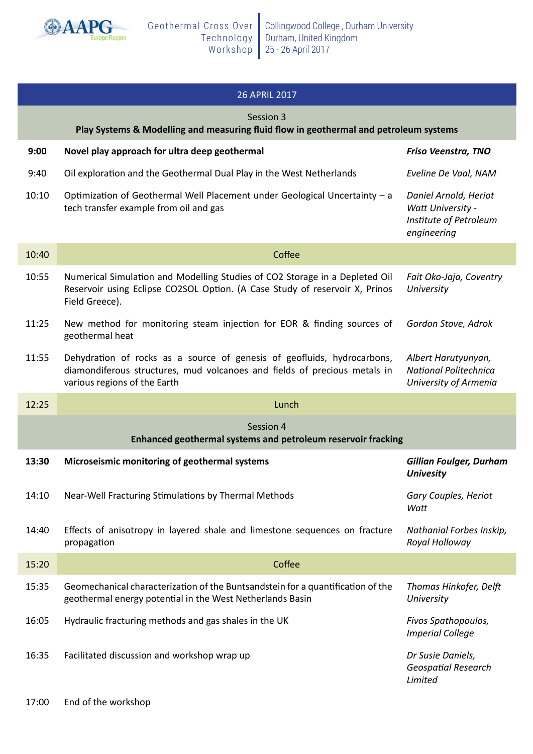# 26 APRIL 2017

## Session 3
**Play Systems & Modelling and measuring fluid flow in geothermal and petroleum systems**

| | | |
|---|---|---|
| **9:00** | **Novel play approach for ultra deep geothermal** | ***Friso Veenstra, TNO*** |
| 9:40 | Oil exploration and the Geothermal Dual Play in the West Netherlands | *Eveline De Vaal, NAM* |
| 10:10 | Optimization of Geothermal Well Placement under Geological Uncertainty – a tech transfer example from oil and gas | *Daniel Arnold, Heriot Watt University - Institute of Petroleum engineering* |
| 10:40 | Coffee | |
| 10:55 | Numerical Simulation and Modelling Studies of CO2 Storage in a Depleted Oil Reservoir using Eclipse CO2SOL Option. (A Case Study of reservoir X, Prinos Field Greece). | *Fait Oko-Jaja, Coventry University* |
| 11:25 | New method for monitoring steam injection for EOR & finding sources of geothermal heat | *Gordon Stove, Adrok* |
| 11:55 | Dehydration of rocks as a source of genesis of geofluids, hydrocarbons, diamondiferous structures, mud volcanoes and fields of precious metals in various regions of the Earth | *Albert Harutyunyan, National Politechnica University of Armenia* |
| 12:25 | Lunch | |

## Session 4
**Enhanced geothermal systems and petroleum reservoir fracking**

| | | |
|---|---|---|
| **13:30** | **Microseismic monitoring of geothermal systems** | ***Gillian Foulger, Durham Univesity*** |
| 14:10 | Near-Well Fracturing Stimulations by Thermal Methods | *Gary Couples, Heriot Watt* |
| 14:40 | Effects of anisotropy in layered shale and limestone sequences on fracture propagation | *Nathanial Forbes Inskip, Royal Holloway* |
| 15:20 | Coffee | |
| 15:35 | Geomechanical characterization of the Buntsandstein for a quantification of the geothermal energy potential in the West Netherlands Basin | *Thomas Hinkofer, Delft University* |
| 16:05 | Hydraulic fracturing methods and gas shales in the UK | *Fivos Spathopoulos, Imperial College* |
| 16:35 | Facilitated discussion and workshop wrap up | *Dr Susie Daniels, Geospatial Research Limited* |
| 17:00 | End of the workshop | |